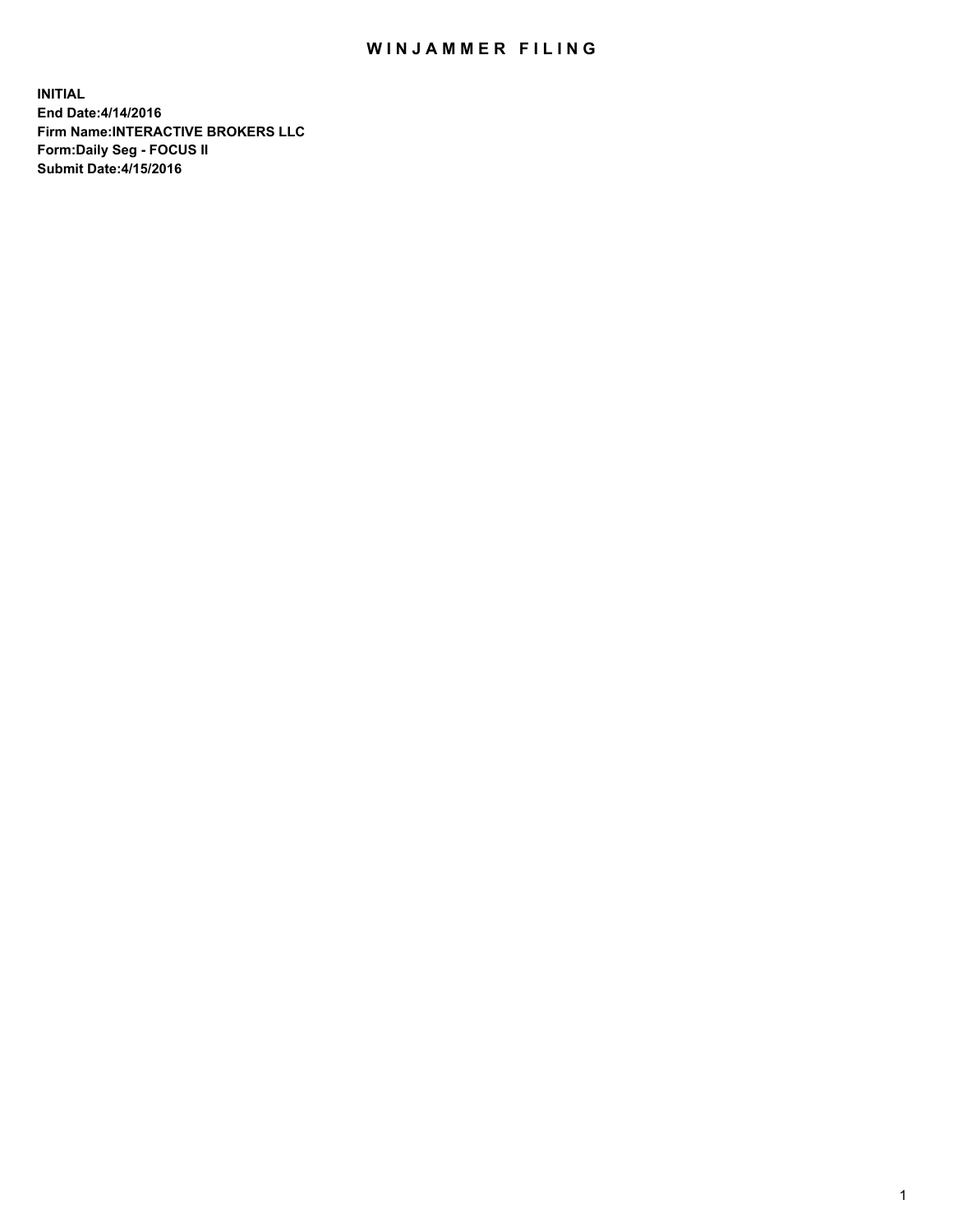# WINJAMMER FILING

**INITIAL**
**End Date:4/14/2016**
**Firm Name:INTERACTIVE BROKERS LLC**
**Form:Daily Seg - FOCUS II**
**Submit Date:4/15/2016**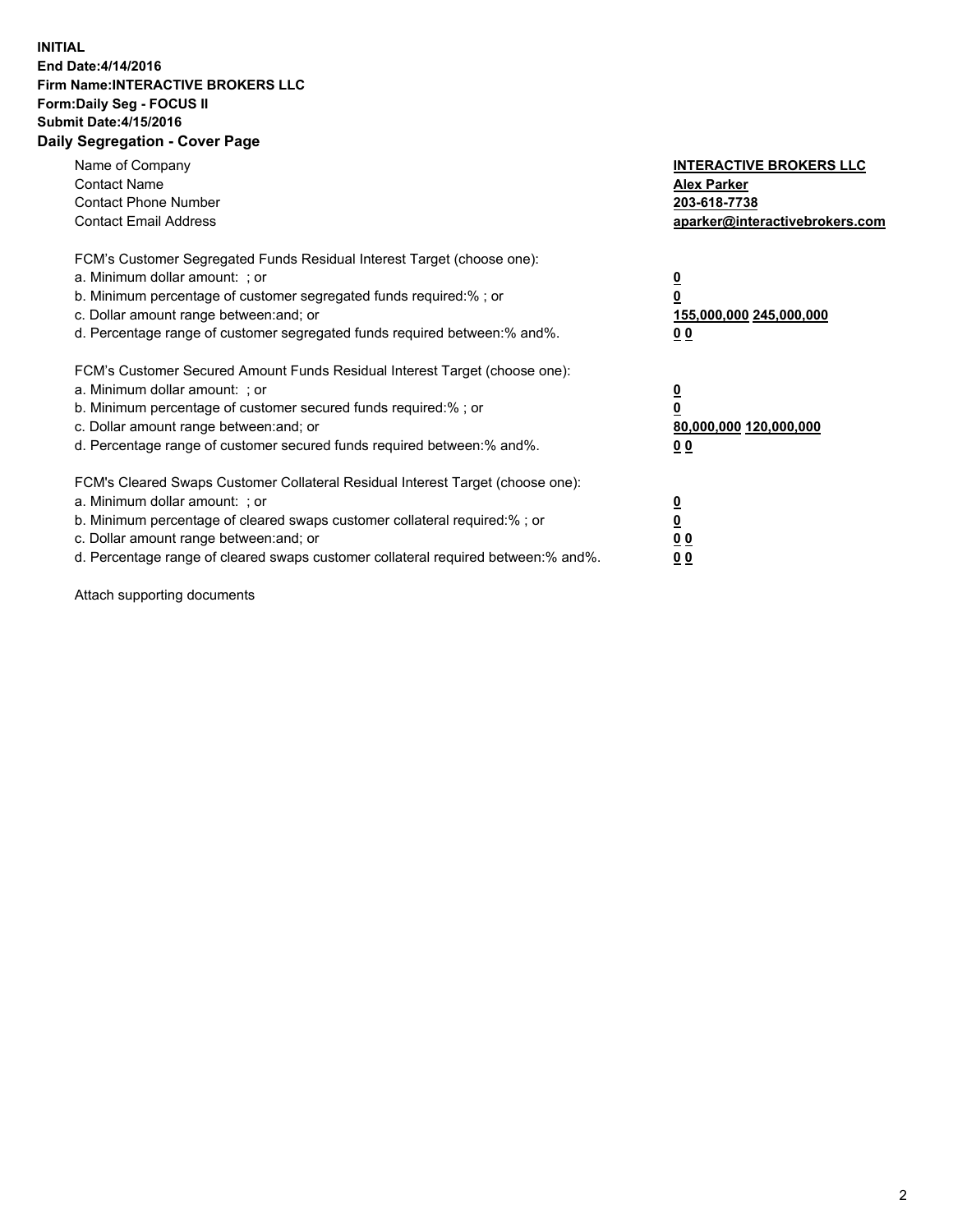**INITIAL**
**End Date:4/14/2016**
**Firm Name:INTERACTIVE BROKERS LLC**
**Form:Daily Seg - FOCUS II**
**Submit Date:4/15/2016**
**Daily Segregation - Cover Page**

| | |
|---|---|
| Name of Company | **INTERACTIVE BROKERS LLC** |
| Contact Name | **Alex Parker** |
| Contact Phone Number | **203-618-7738** |
| Contact Email Address | **aparker@interactivebrokers.com** |

FCM's Customer Segregated Funds Residual Interest Target (choose one):

| | |
|---|---|
| a. Minimum dollar amount: ; or | **0** |
| b. Minimum percentage of customer segregated funds required:% ; or | **0** |
| c. Dollar amount range between:and; or | **155,000,000 245,000,000** |
| d. Percentage range of customer segregated funds required between:% and%. | **0 0** |

FCM's Customer Secured Amount Funds Residual Interest Target (choose one):

| | |
|---|---|
| a. Minimum dollar amount: ; or | **0** |
| b. Minimum percentage of customer secured funds required:% ; or | **0** |
| c. Dollar amount range between:and; or | **80,000,000 120,000,000** |
| d. Percentage range of customer secured funds required between:% and%. | **0 0** |

FCM's Cleared Swaps Customer Collateral Residual Interest Target (choose one):

| | |
|---|---|
| a. Minimum dollar amount: ; or | **0** |
| b. Minimum percentage of cleared swaps customer collateral required:% ; or | **0** |
| c. Dollar amount range between:and; or | **0 0** |
| d. Percentage range of cleared swaps customer collateral required between:% and%. | **0 0** |

Attach supporting documents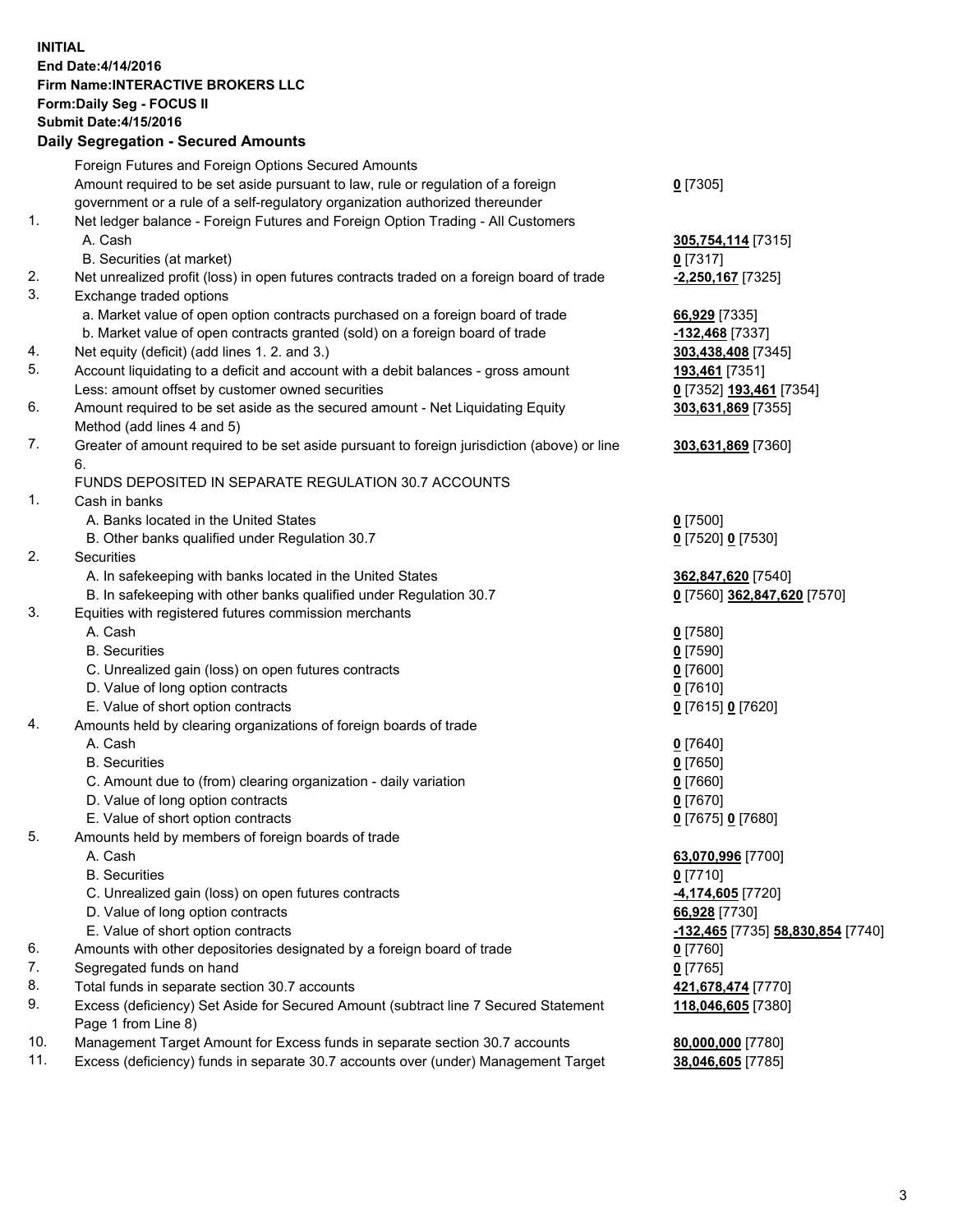**INITIAL**
**End Date:4/14/2016**
**Firm Name:INTERACTIVE BROKERS LLC**
**Form:Daily Seg - FOCUS II**
**Submit Date:4/15/2016**
**Daily Segregation - Secured Amounts**

| | | |
|---|---|---|
| | Foreign Futures and Foreign Options Secured Amounts | |
| | Amount required to be set aside pursuant to law, rule or regulation of a foreign government or a rule of a self-regulatory organization authorized thereunder | **0** [7305] |
| 1. | Net ledger balance - Foreign Futures and Foreign Option Trading - All Customers | |
| | A. Cash | **305,754,114** [7315] |
| | B. Securities (at market) | **0** [7317] |
| 2. | Net unrealized profit (loss) in open futures contracts traded on a foreign board of trade | **-2,250,167** [7325] |
| 3. | Exchange traded options | |
| | a. Market value of open option contracts purchased on a foreign board of trade | **66,929** [7335] |
| | b. Market value of open contracts granted (sold) on a foreign board of trade | **-132,468** [7337] |
| 4. | Net equity (deficit) (add lines 1. 2. and 3.) | **303,438,408** [7345] |
| 5. | Account liquidating to a deficit and account with a debit balances - gross amount | **193,461** [7351] |
| | Less: amount offset by customer owned securities | **0** [7352] **193,461** [7354] |
| 6. | Amount required to be set aside as the secured amount - Net Liquidating Equity Method (add lines 4 and 5) | **303,631,869** [7355] |
| 7. | Greater of amount required to be set aside pursuant to foreign jurisdiction (above) or line 6. | **303,631,869** [7360] |
| | FUNDS DEPOSITED IN SEPARATE REGULATION 30.7 ACCOUNTS | |
| 1. | Cash in banks | |
| | A. Banks located in the United States | **0** [7500] |
| | B. Other banks qualified under Regulation 30.7 | **0** [7520] **0** [7530] |
| 2. | Securities | |
| | A. In safekeeping with banks located in the United States | **362,847,620** [7540] |
| | B. In safekeeping with other banks qualified under Regulation 30.7 | **0** [7560] **362,847,620** [7570] |
| 3. | Equities with registered futures commission merchants | |
| | A. Cash | **0** [7580] |
| | B. Securities | **0** [7590] |
| | C. Unrealized gain (loss) on open futures contracts | **0** [7600] |
| | D. Value of long option contracts | **0** [7610] |
| | E. Value of short option contracts | **0** [7615] **0** [7620] |
| 4. | Amounts held by clearing organizations of foreign boards of trade | |
| | A. Cash | **0** [7640] |
| | B. Securities | **0** [7650] |
| | C. Amount due to (from) clearing organization - daily variation | **0** [7660] |
| | D. Value of long option contracts | **0** [7670] |
| | E. Value of short option contracts | **0** [7675] **0** [7680] |
| 5. | Amounts held by members of foreign boards of trade | |
| | A. Cash | **63,070,996** [7700] |
| | B. Securities | **0** [7710] |
| | C. Unrealized gain (loss) on open futures contracts | **-4,174,605** [7720] |
| | D. Value of long option contracts | **66,928** [7730] |
| | E. Value of short option contracts | **-132,465** [7735] **58,830,854** [7740] |
| 6. | Amounts with other depositories designated by a foreign board of trade | **0** [7760] |
| 7. | Segregated funds on hand | **0** [7765] |
| 8. | Total funds in separate section 30.7 accounts | **421,678,474** [7770] |
| 9. | Excess (deficiency) Set Aside for Secured Amount (subtract line 7 Secured Statement Page 1 from Line 8) | **118,046,605** [7380] |
| 10. | Management Target Amount for Excess funds in separate section 30.7 accounts | **80,000,000** [7780] |
| 11. | Excess (deficiency) funds in separate 30.7 accounts over (under) Management Target | **38,046,605** [7785] |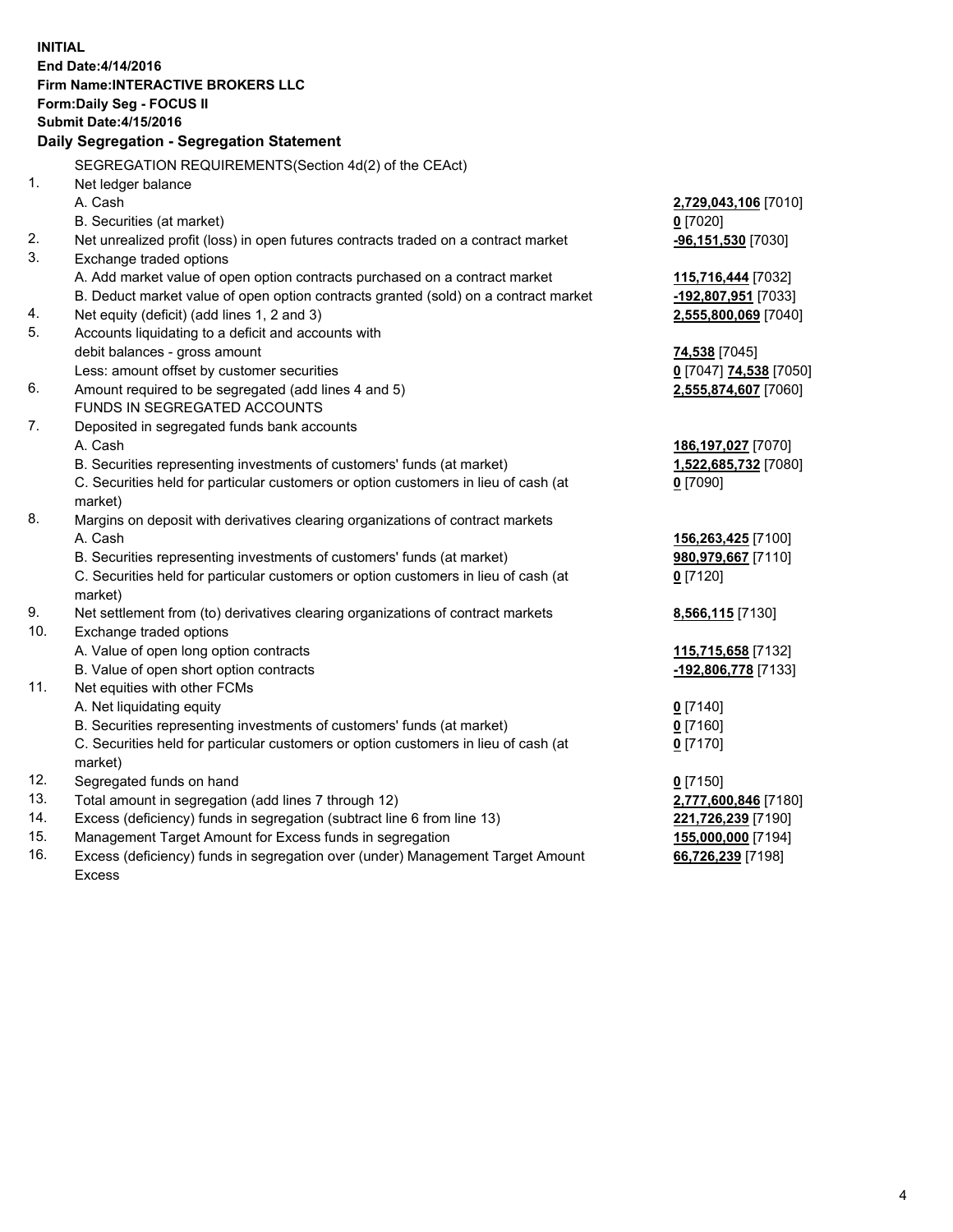**INITIAL**
**End Date:4/14/2016**
**Firm Name:INTERACTIVE BROKERS LLC**
**Form:Daily Seg - FOCUS II**
**Submit Date:4/15/2016**

## Daily Segregation - Segregation Statement

| | | |
|---|---|---|
| | SEGREGATION REQUIREMENTS(Section 4d(2) of the CEAct) | |
| 1. | Net ledger balance | |
| | A. Cash | **2,729,043,106** [7010] |
| | B. Securities (at market) | **0** [7020] |
| 2. | Net unrealized profit (loss) in open futures contracts traded on a contract market | **-96,151,530** [7030] |
| 3. | Exchange traded options | |
| | A. Add market value of open option contracts purchased on a contract market | **115,716,444** [7032] |
| | B. Deduct market value of open option contracts granted (sold) on a contract market | **-192,807,951** [7033] |
| 4. | Net equity (deficit) (add lines 1, 2 and 3) | **2,555,800,069** [7040] |
| 5. | Accounts liquidating to a deficit and accounts with | |
| | debit balances - gross amount | **74,538** [7045] |
| | Less: amount offset by customer securities | **0** [7047] **74,538** [7050] |
| 6. | Amount required to be segregated (add lines 4 and 5) | **2,555,874,607** [7060] |
| | FUNDS IN SEGREGATED ACCOUNTS | |
| 7. | Deposited in segregated funds bank accounts | |
| | A. Cash | **186,197,027** [7070] |
| | B. Securities representing investments of customers' funds (at market) | **1,522,685,732** [7080] |
| | C. Securities held for particular customers or option customers in lieu of cash (at market) | **0** [7090] |
| 8. | Margins on deposit with derivatives clearing organizations of contract markets | |
| | A. Cash | **156,263,425** [7100] |
| | B. Securities representing investments of customers' funds (at market) | **980,979,667** [7110] |
| | C. Securities held for particular customers or option customers in lieu of cash (at market) | **0** [7120] |
| 9. | Net settlement from (to) derivatives clearing organizations of contract markets | **8,566,115** [7130] |
| 10. | Exchange traded options | |
| | A. Value of open long option contracts | **115,715,658** [7132] |
| | B. Value of open short option contracts | **-192,806,778** [7133] |
| 11. | Net equities with other FCMs | |
| | A. Net liquidating equity | **0** [7140] |
| | B. Securities representing investments of customers' funds (at market) | **0** [7160] |
| | C. Securities held for particular customers or option customers in lieu of cash (at market) | **0** [7170] |
| 12. | Segregated funds on hand | **0** [7150] |
| 13. | Total amount in segregation (add lines 7 through 12) | **2,777,600,846** [7180] |
| 14. | Excess (deficiency) funds in segregation (subtract line 6 from line 13) | **221,726,239** [7190] |
| 15. | Management Target Amount for Excess funds in segregation | **155,000,000** [7194] |
| 16. | Excess (deficiency) funds in segregation over (under) Management Target Amount Excess | **66,726,239** [7198] |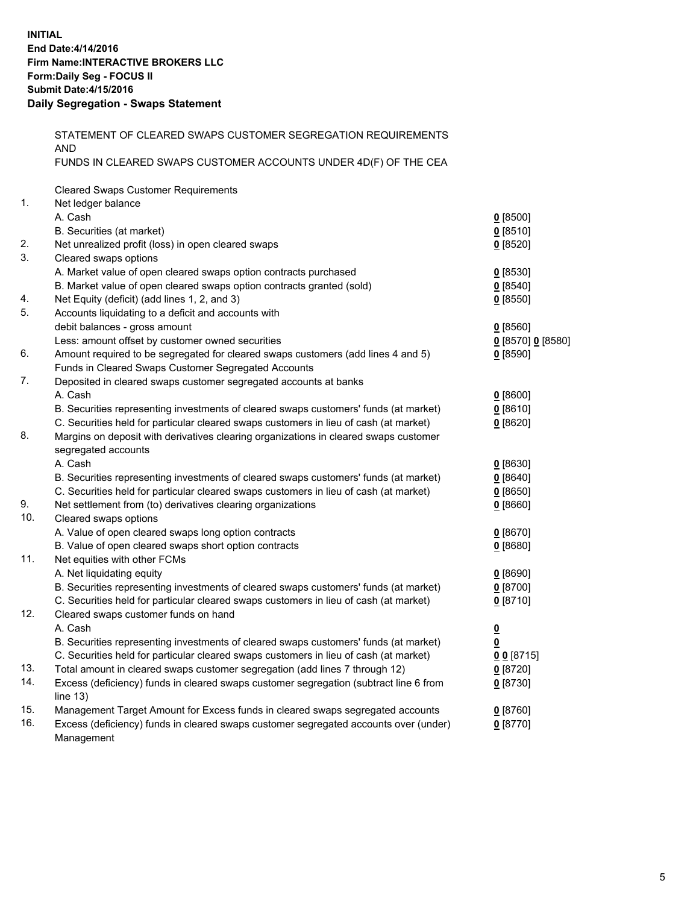**INITIAL**
**End Date:4/14/2016**
**Firm Name:INTERACTIVE BROKERS LLC**
**Form:Daily Seg - FOCUS II**
**Submit Date:4/15/2016**
**Daily Segregation - Swaps Statement**

STATEMENT OF CLEARED SWAPS CUSTOMER SEGREGATION REQUIREMENTS AND FUNDS IN CLEARED SWAPS CUSTOMER ACCOUNTS UNDER 4D(F) OF THE CEA

| | | |
|---|---|---|
| | Cleared Swaps Customer Requirements | |
| 1. | Net ledger balance | |
| | A. Cash | 0 [8500] |
| | B. Securities (at market) | 0 [8510] |
| 2. | Net unrealized profit (loss) in open cleared swaps | 0 [8520] |
| 3. | Cleared swaps options | |
| | A. Market value of open cleared swaps option contracts purchased | 0 [8530] |
| | B. Market value of open cleared swaps option contracts granted (sold) | 0 [8540] |
| 4. | Net Equity (deficit) (add lines 1, 2, and 3) | 0 [8550] |
| 5. | Accounts liquidating to a deficit and accounts with debit balances - gross amount | 0 [8560] |
| | Less: amount offset by customer owned securities | 0 [8570] 0 [8580] |
| 6. | Amount required to be segregated for cleared swaps customers (add lines 4 and 5) | 0 [8590] |
| | Funds in Cleared Swaps Customer Segregated Accounts | |
| 7. | Deposited in cleared swaps customer segregated accounts at banks | |
| | A. Cash | 0 [8600] |
| | B. Securities representing investments of cleared swaps customers' funds (at market) | 0 [8610] |
| | C. Securities held for particular cleared swaps customers in lieu of cash (at market) | 0 [8620] |
| 8. | Margins on deposit with derivatives clearing organizations in cleared swaps customer segregated accounts | |
| | A. Cash | 0 [8630] |
| | B. Securities representing investments of cleared swaps customers' funds (at market) | 0 [8640] |
| | C. Securities held for particular cleared swaps customers in lieu of cash (at market) | 0 [8650] |
| 9. | Net settlement from (to) derivatives clearing organizations | 0 [8660] |
| 10. | Cleared swaps options | |
| | A. Value of open cleared swaps long option contracts | 0 [8670] |
| | B. Value of open cleared swaps short option contracts | 0 [8680] |
| 11. | Net equities with other FCMs | |
| | A. Net liquidating equity | 0 [8690] |
| | B. Securities representing investments of cleared swaps customers' funds (at market) | 0 [8700] |
| | C. Securities held for particular cleared swaps customers in lieu of cash (at market) | 0 [8710] |
| 12. | Cleared swaps customer funds on hand | |
| | A. Cash | 0 |
| | B. Securities representing investments of cleared swaps customers' funds (at market) | 0 |
| | C. Securities held for particular cleared swaps customers in lieu of cash (at market) | 0 0 [8715] |
| 13. | Total amount in cleared swaps customer segregation (add lines 7 through 12) | 0 [8720] |
| 14. | Excess (deficiency) funds in cleared swaps customer segregation (subtract line 6 from line 13) | 0 [8730] |
| 15. | Management Target Amount for Excess funds in cleared swaps segregated accounts | 0 [8760] |
| 16. | Excess (deficiency) funds in cleared swaps customer segregated accounts over (under) Management | 0 [8770] |